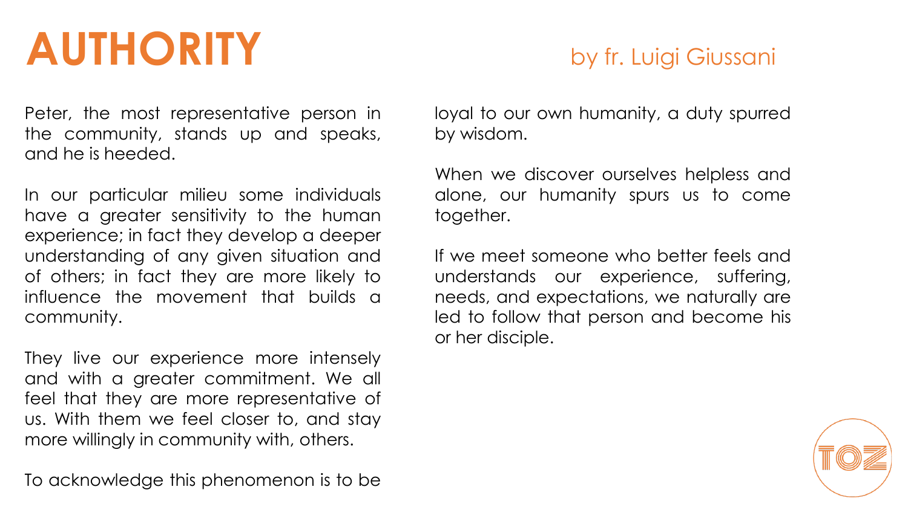# AUTHORITY

by fr. Luigi Giussani

Peter, the most representative person in the community, stands up and speaks, and he is heeded.

In our particular milieu some individuals have a greater sensitivity to the human experience; in fact they develop a deeper understanding of any given situation and of others; in fact they are more likely to influence the movement that builds a community.

They live our experience more intensely and with a greater commitment. We all feel that they are more representative of us. With them we feel closer to, and stay more willingly in community with, others.

To acknowledge this phenomenon is to be loyal to our own humanity, a duty spurred by wisdom.

When we discover ourselves helpless and alone, our humanity spurs us to come together.

If we meet someone who better feels and understands our experience, suffering, needs, and expectations, we naturally are led to follow that person and become his or her disciple.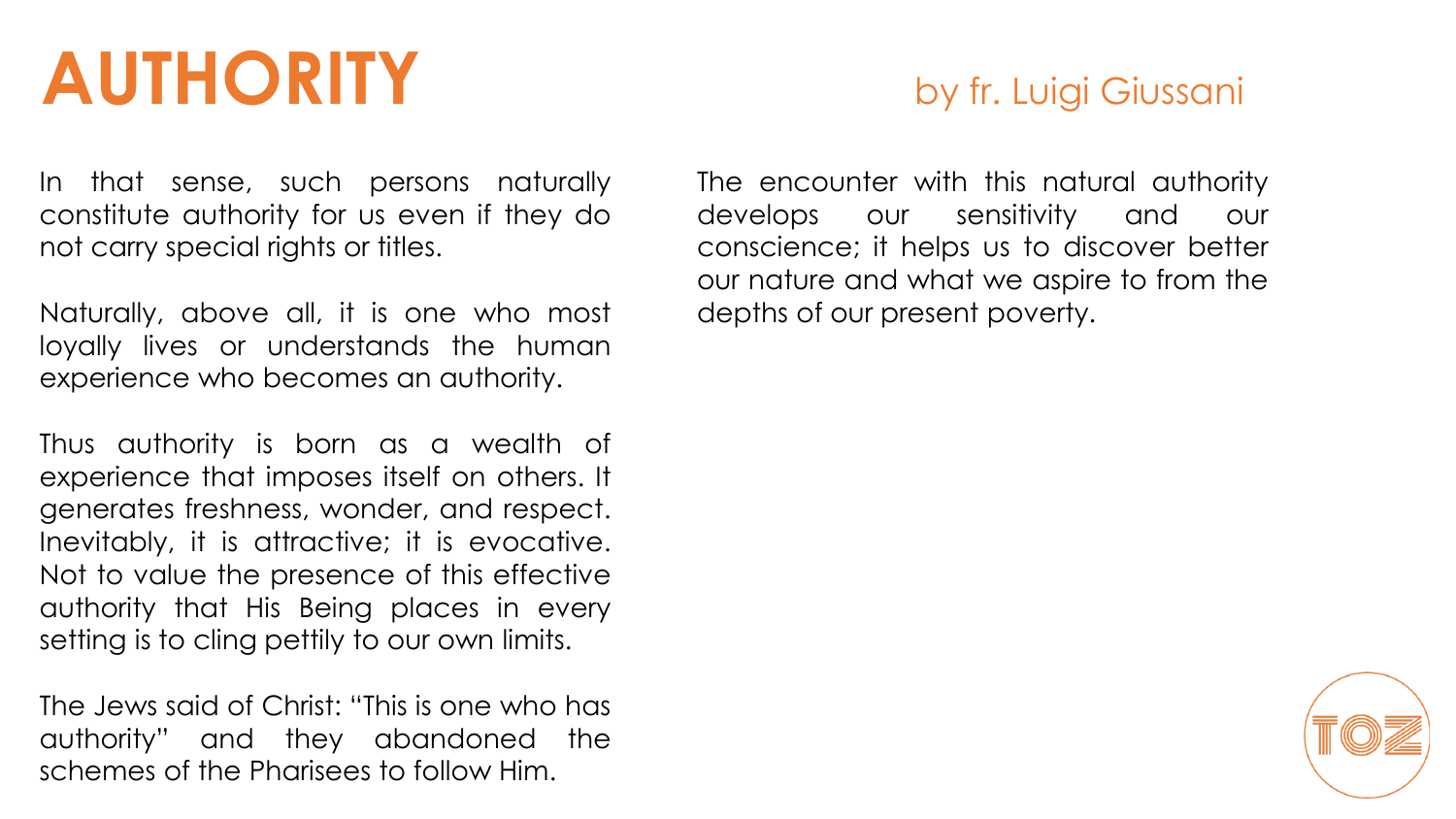# AUTHORITY

by fr. Luigi Giussani

In that sense, such persons naturally constitute authority for us even if they do not carry special rights or titles.

Naturally, above all, it is one who most loyally lives or understands the human experience who becomes an authority.

Thus authority is born as a wealth of experience that imposes itself on others. It generates freshness, wonder, and respect. Inevitably, it is attractive; it is evocative. Not to value the presence of this effective authority that His Being places in every setting is to cling pettily to our own limits.

The Jews said of Christ: "This is one who has authority" and they abandoned the schemes of the Pharisees to follow Him.

The encounter with this natural authority develops our sensitivity and our conscience; it helps us to discover better our nature and what we aspire to from the depths of our present poverty.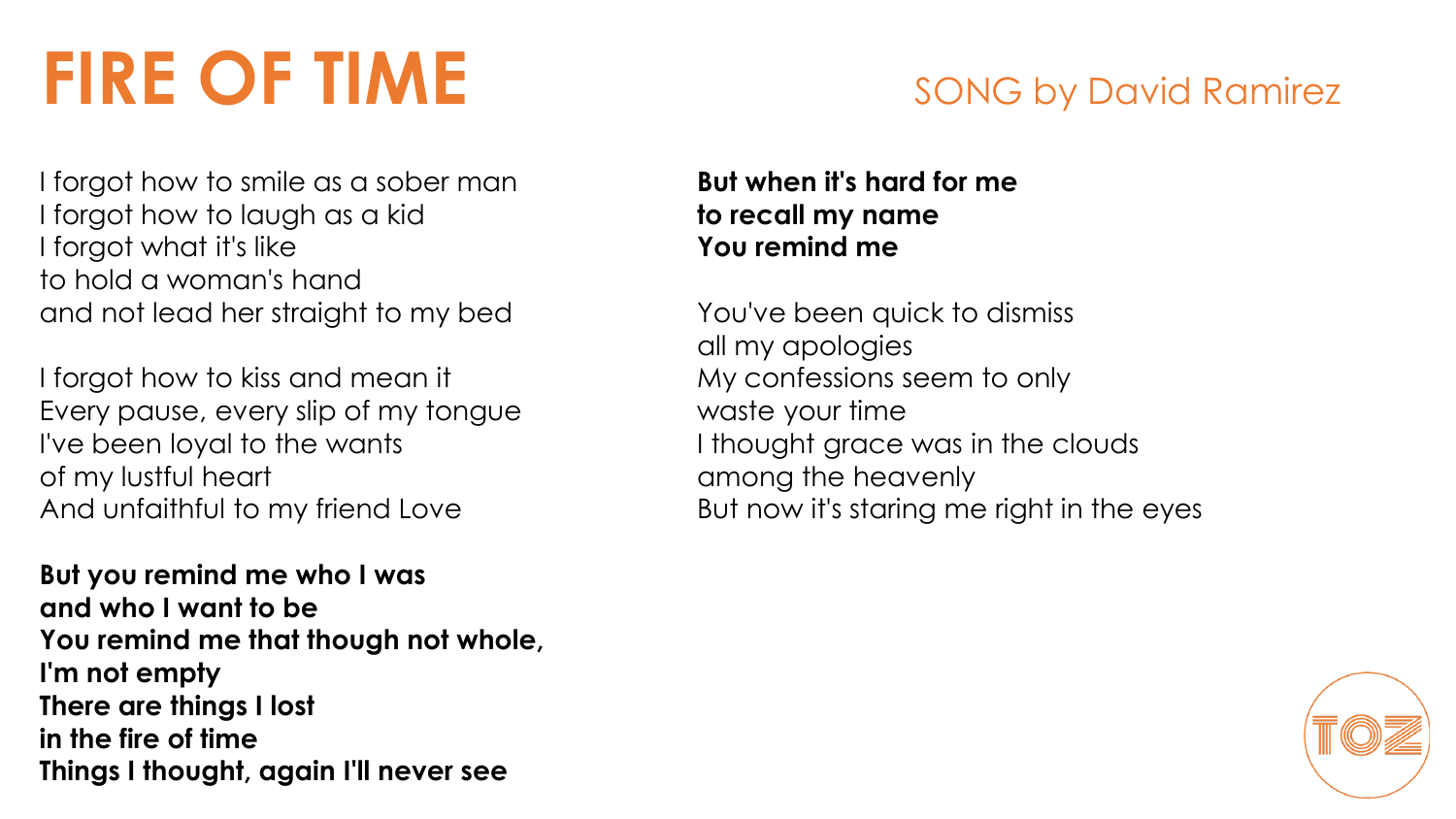# FIRE OF TIME

SONG by David Ramirez

I forgot how to smile as a sober man
I forgot how to laugh as a kid
I forgot what it's like
to hold a woman's hand
and not lead her straight to my bed

I forgot how to kiss and mean it
Every pause, every slip of my tongue
I've been loyal to the wants
of my lustful heart
And unfaithful to my friend Love

**But you remind me who I was**
**and who I want to be**
**You remind me that though not whole,**
**I'm not empty**
**There are things I lost**
**in the fire of time**
**Things I thought, again I'll never see**

**But when it's hard for me**
**to recall my name**
**You remind me**

You've been quick to dismiss
all my apologies
My confessions seem to only
waste your time
I thought grace was in the clouds
among the heavenly
But now it's staring me right in the eyes